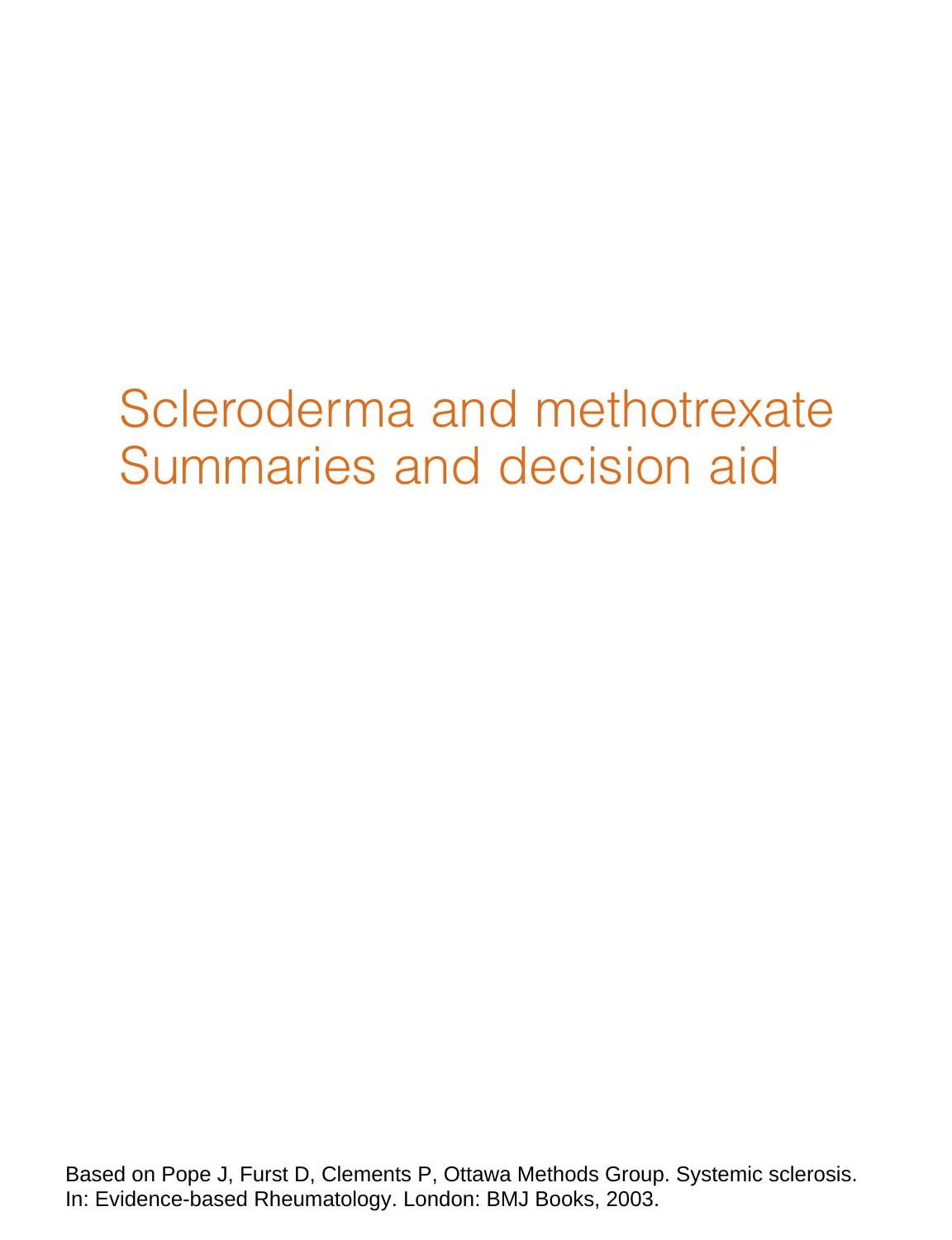# Scleroderma and methotrexate
# Summaries and decision aid

Based on Pope J, Furst D, Clements P, Ottawa Methods Group. Systemic sclerosis. In: Evidence-based Rheumatology. London: BMJ Books, 2003.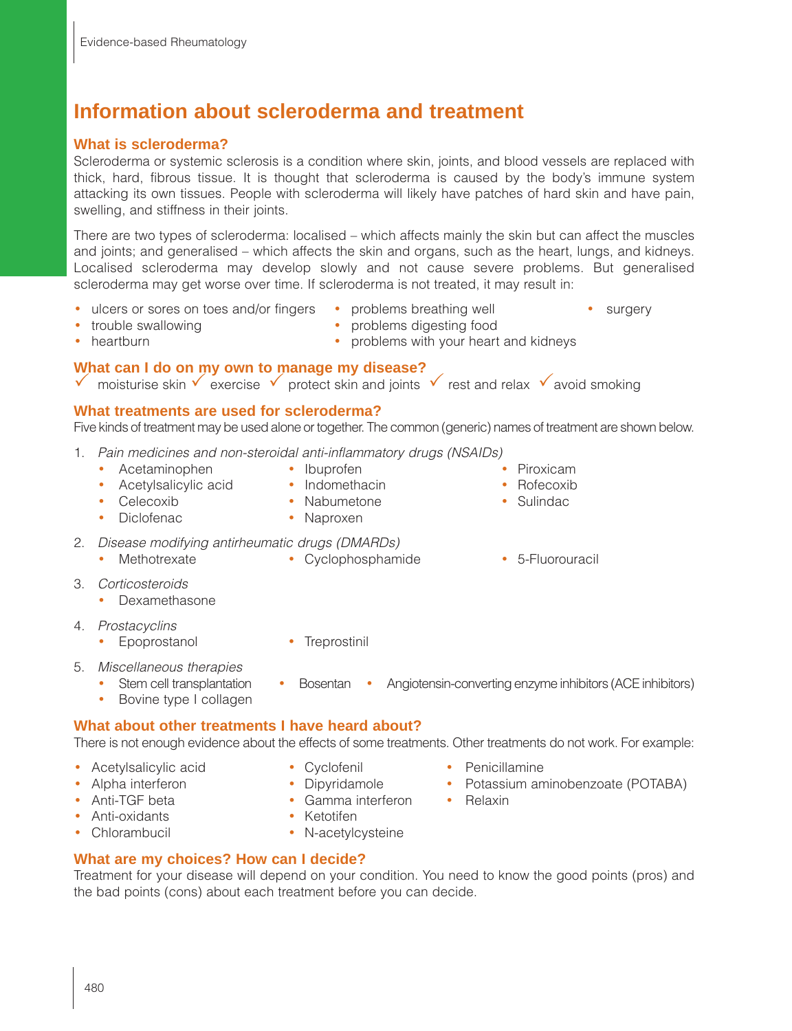# Information about scleroderma and treatment

## What is scleroderma?

Scleroderma or systemic sclerosis is a condition where skin, joints, and blood vessels are replaced with thick, hard, fibrous tissue. It is thought that scleroderma is caused by the body's immune system attacking its own tissues. People with scleroderma will likely have patches of hard skin and have pain, swelling, and stiffness in their joints.

There are two types of scleroderma: localised – which affects mainly the skin but can affect the muscles and joints; and generalised – which affects the skin and organs, such as the heart, lungs, and kidneys. Localised scleroderma may develop slowly and not cause severe problems. But generalised scleroderma may get worse over time. If scleroderma is not treated, it may result in:

- ulcers or sores on toes and/or fingers
- trouble swallowing
- heartburn
- problems breathing well
- problems digesting food
- problems with your heart and kidneys
- surgery

## What can I do on my own to manage my disease?

✓ moisturise skin ✓ exercise ✓ protect skin and joints ✓ rest and relax ✓ avoid smoking

## What treatments are used for scleroderma?

Five kinds of treatment may be used alone or together. The common (generic) names of treatment are shown below.

1. *Pain medicines and non-steroidal anti-inflammatory drugs (NSAIDs)*
   - Acetaminophen
   - Acetylsalicylic acid
   - Celecoxib
   - Diclofenac
   - Ibuprofen
   - Indomethacin
   - Nabumetone
   - Naproxen
   - Piroxicam
   - Rofecoxib
   - Sulindac
2. *Disease modifying antirheumatic drugs (DMARDs)*
   - Methotrexate
   - Cyclophosphamide
   - 5-Fluorouracil
3. *Corticosteroids*
   - Dexamethasone
4. *Prostacyclins*
   - Epoprostanol
   - Treprostinil
5. *Miscellaneous therapies*
   - Stem cell transplantation
   - Bovine type I collagen
   - Bosentan
   - Angiotensin-converting enzyme inhibitors (ACE inhibitors)

## What about other treatments I have heard about?

There is not enough evidence about the effects of some treatments. Other treatments do not work. For example:

- Acetylsalicylic acid
- Alpha interferon
- Anti-TGF beta
- Anti-oxidants
- Chlorambucil
- Cyclofenil
- Dipyridamole
- Gamma interferon
- Ketotifen
- N-acetylcysteine
- Penicillamine
- Potassium aminobenzoate (POTABA)
- Relaxin

## What are my choices? How can I decide?

Treatment for your disease will depend on your condition. You need to know the good points (pros) and the bad points (cons) about each treatment before you can decide.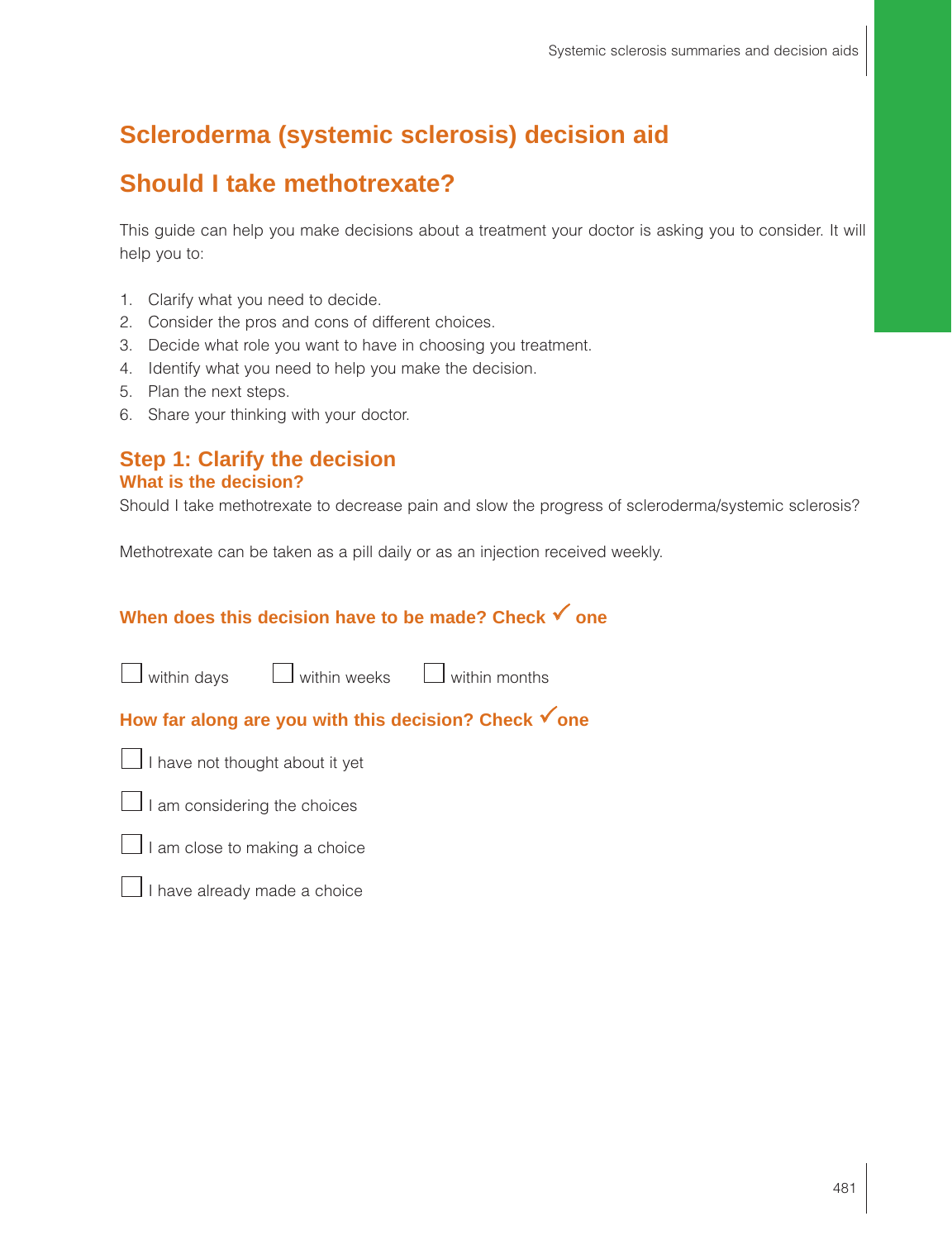# Scleroderma (systemic sclerosis) decision aid

## Should I take methotrexate?

This guide can help you make decisions about a treatment your doctor is asking you to consider. It will help you to:

1. Clarify what you need to decide.
2. Consider the pros and cons of different choices.
3. Decide what role you want to have in choosing you treatment.
4. Identify what you need to help you make the decision.
5. Plan the next steps.
6. Share your thinking with your doctor.

## Step 1: Clarify the decision

### What is the decision?

Should I take methotrexate to decrease pain and slow the progress of scleroderma/systemic sclerosis?

Methotrexate can be taken as a pill daily or as an injection received weekly.

### When does this decision have to be made? Check ✓ one

☐ within days ☐ within weeks ☐ within months

### How far along are you with this decision? Check ✓ one

☐ I have not thought about it yet

☐ I am considering the choices

☐ I am close to making a choice

☐ I have already made a choice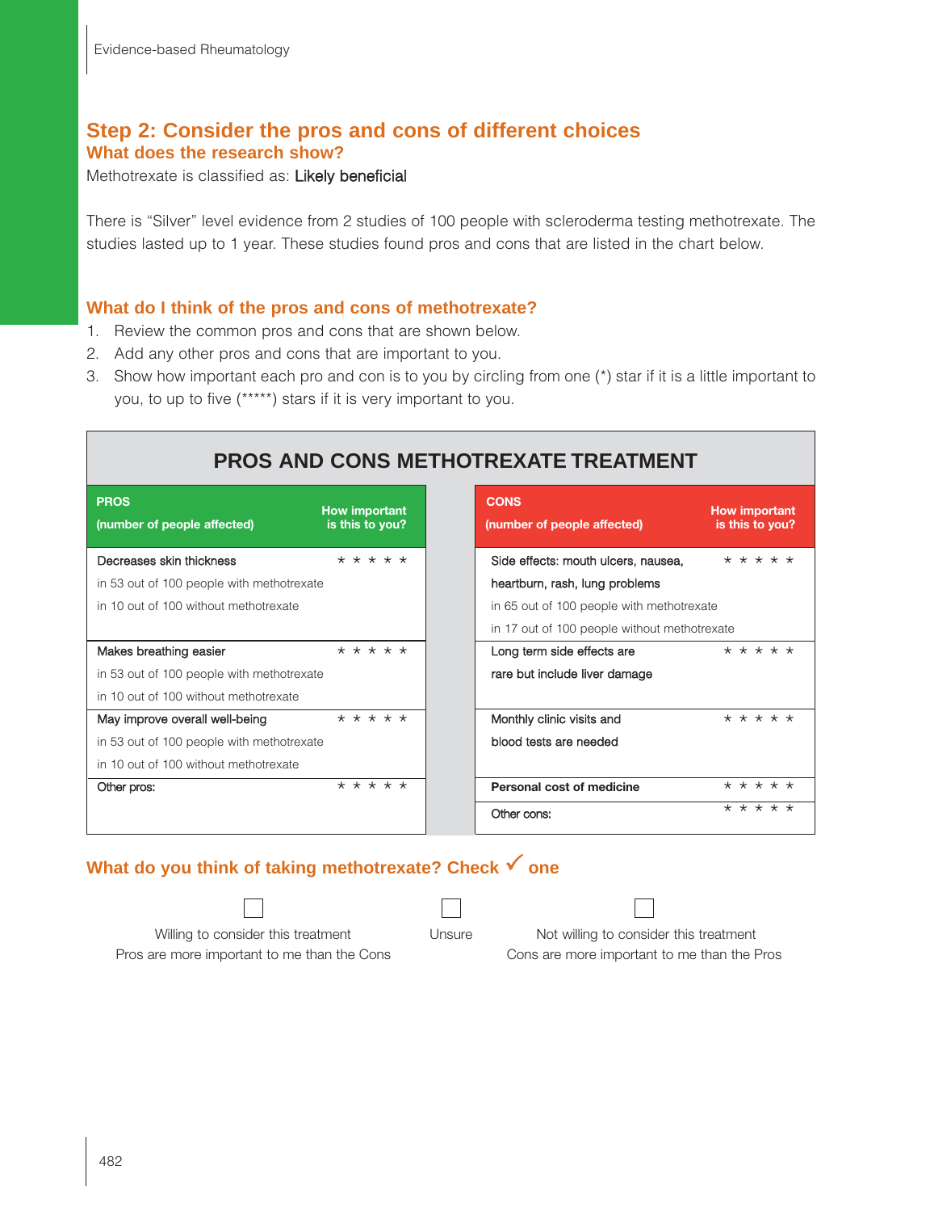## Step 2: Consider the pros and cons of different choices

### What does the research show?

Methotrexate is classified as: Likely beneficial

There is “Silver” level evidence from 2 studies of 100 people with scleroderma testing methotrexate. The studies lasted up to 1 year. These studies found pros and cons that are listed in the chart below.

### What do I think of the pros and cons of methotrexate?

1. Review the common pros and cons that are shown below.
2. Add any other pros and cons that are important to you.
3. Show how important each pro and con is to you by circling from one (*) star if it is a little important to you, to up to five (*****) stars if it is very important to you.

**PROS AND CONS METHOTREXATE TREATMENT**

| PROS (number of people affected) | How important is this to you? | CONS (number of people affected) | How important is this to you? |
|---|---|---|---|
| Decreases skin thickness<br>in 53 out of 100 people with methotrexate<br>in 10 out of 100 without methotrexate | * * * * * | Side effects: mouth ulcers, nausea, heartburn, rash, lung problems<br>in 65 out of 100 people with methotrexate<br>in 17 out of 100 people without methotrexate | * * * * * |
| Makes breathing easier<br>in 53 out of 100 people with methotrexate<br>in 10 out of 100 without methotrexate | * * * * * | Long term side effects are rare but include liver damage | * * * * * |
| May improve overall well-being<br>in 53 out of 100 people with methotrexate<br>in 10 out of 100 without methotrexate | * * * * * | Monthly clinic visits and blood tests are needed | * * * * * |
| Other pros: | * * * * * | **Personal cost of medicine** | * * * * * |
| | | Other cons: | * * * * * |

### What do you think of taking methotrexate? Check ✓ one

☐ Willing to consider this treatment
Pros are more important to me than the Cons

☐ Unsure

☐ Not willing to consider this treatment
Cons are more important to me than the Pros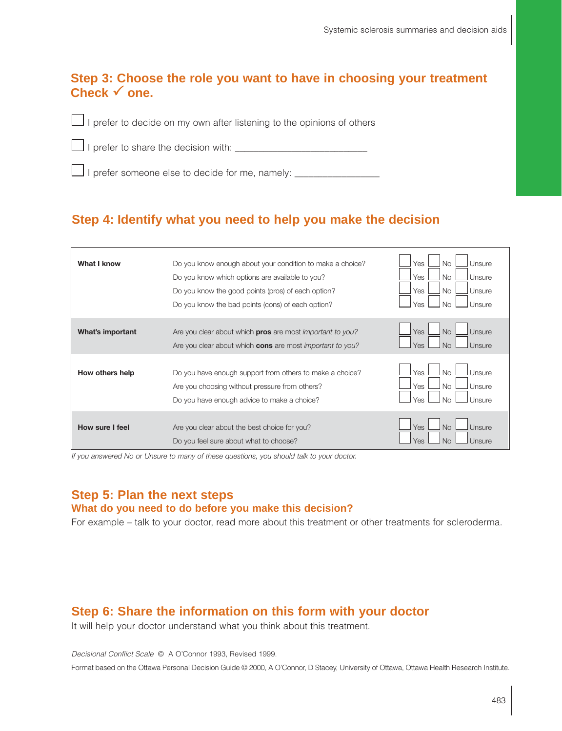## Step 3: Choose the role you want to have in choosing your treatment Check ✓ one.

☐ I prefer to decide on my own after listening to the opinions of others

☐ I prefer to share the decision with: \_\_\_\_\_\_\_\_\_\_\_\_\_\_\_\_\_\_\_\_\_\_\_\_\_\_

☐ I prefer someone else to decide for me, namely: \_\_\_\_\_\_\_\_\_\_\_\_\_\_\_\_\_

## Step 4: Identify what you need to help you make the decision

| | | |
|---|---|---|
| **What I know** | Do you know enough about your condition to make a choice? | ☐ Yes ☐ No ☐ Unsure |
| | Do you know which options are available to you? | ☐ Yes ☐ No ☐ Unsure |
| | Do you know the good points (pros) of each option? | ☐ Yes ☐ No ☐ Unsure |
| | Do you know the bad points (cons) of each option? | ☐ Yes ☐ No ☐ Unsure |
| **What's important** | Are you clear about which **pros** are most *important to you?* | ☐ Yes ☐ No ☐ Unsure |
| | Are you clear about which **cons** are most *important to you?* | ☐ Yes ☐ No ☐ Unsure |
| **How others help** | Do you have enough support from others to make a choice? | ☐ Yes ☐ No ☐ Unsure |
| | Are you choosing without pressure from others? | ☐ Yes ☐ No ☐ Unsure |
| | Do you have enough advice to make a choice? | ☐ Yes ☐ No ☐ Unsure |
| **How sure I feel** | Are you clear about the best choice for you? | ☐ Yes ☐ No ☐ Unsure |
| | Do you feel sure about what to choose? | ☐ Yes ☐ No ☐ Unsure |

*If you answered No or Unsure to many of these questions, you should talk to your doctor.*

## Step 5: Plan the next steps

### What do you need to do before you make this decision?

For example – talk to your doctor, read more about this treatment or other treatments for scleroderma.

## Step 6: Share the information on this form with your doctor

It will help your doctor understand what you think about this treatment.

*Decisional Conflict Scale* © A O'Connor 1993, Revised 1999.

Format based on the Ottawa Personal Decision Guide © 2000, A O'Connor, D Stacey, University of Ottawa, Ottawa Health Research Institute.